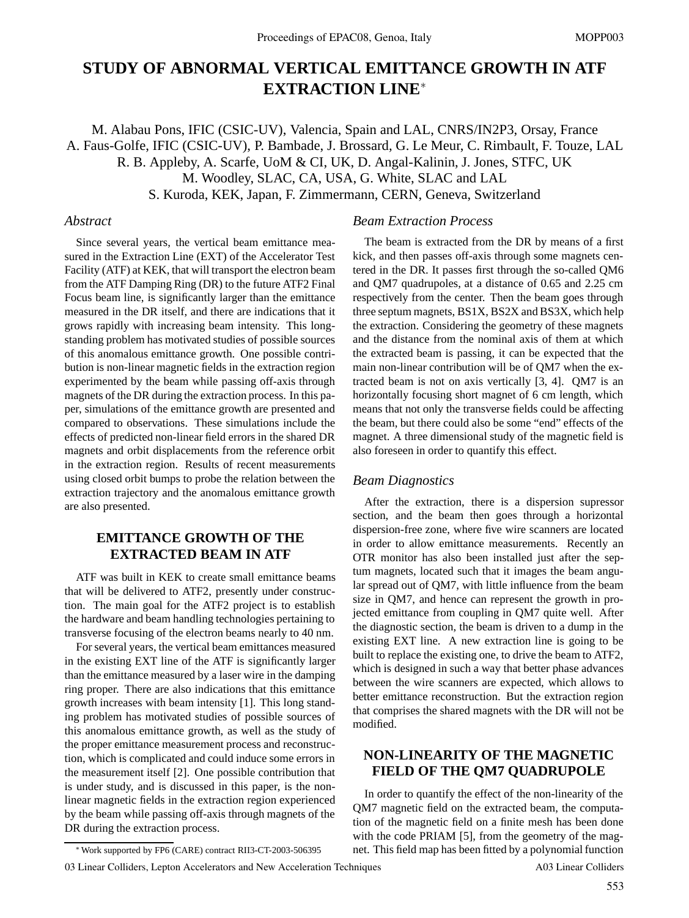# STUDY OF ABNORMAL VERTICAL EMITTANCE GROWTH IN ATF EXTRACTION LINE*

M. Alabau Pons, IFIC (CSIC-UV), Valencia, Spain and LAL, CNRS/IN2P3, Orsay, France
A. Faus-Golfe, IFIC (CSIC-UV), P. Bambade, J. Brossard, G. Le Meur, C. Rimbault, F. Touze, LAL
R. B. Appleby, A. Scarfe, UoM & CI, UK, D. Angal-Kalinin, J. Jones, STFC, UK
M. Woodley, SLAC, CA, USA, G. White, SLAC and LAL
S. Kuroda, KEK, Japan, F. Zimmermann, CERN, Geneva, Switzerland

### *Abstract*

Since several years, the vertical beam emittance measured in the Extraction Line (EXT) of the Accelerator Test Facility (ATF) at KEK, that will transport the electron beam from the ATF Damping Ring (DR) to the future ATF2 Final Focus beam line, is significantly larger than the emittance measured in the DR itself, and there are indications that it grows rapidly with increasing beam intensity. This long-standing problem has motivated studies of possible sources of this anomalous emittance growth. One possible contribution is non-linear magnetic fields in the extraction region experimented by the beam while passing off-axis through magnets of the DR during the extraction process. In this paper, simulations of the emittance growth are presented and compared to observations. These simulations include the effects of predicted non-linear field errors in the shared DR magnets and orbit displacements from the reference orbit in the extraction region. Results of recent measurements using closed orbit bumps to probe the relation between the extraction trajectory and the anomalous emittance growth are also presented.

## EMITTANCE GROWTH OF THE EXTRACTED BEAM IN ATF

ATF was built in KEK to create small emittance beams that will be delivered to ATF2, presently under construction. The main goal for the ATF2 project is to establish the hardware and beam handling technologies pertaining to transverse focusing of the electron beams nearly to 40 nm.

For several years, the vertical beam emittances measured in the existing EXT line of the ATF is significantly larger than the emittance measured by a laser wire in the damping ring proper. There are also indications that this emittance growth increases with beam intensity [1]. This long standing problem has motivated studies of possible sources of this anomalous emittance growth, as well as the study of the proper emittance measurement process and reconstruction, which is complicated and could induce some errors in the measurement itself [2]. One possible contribution that is under study, and is discussed in this paper, is the non-linear magnetic fields in the extraction region experienced by the beam while passing off-axis through magnets of the DR during the extraction process.

### *Beam Extraction Process*

The beam is extracted from the DR by means of a first kick, and then passes off-axis through some magnets centered in the DR. It passes first through the so-called QM6 and QM7 quadrupoles, at a distance of 0.65 and 2.25 cm respectively from the center. Then the beam goes through three septum magnets, BS1X, BS2X and BS3X, which help the extraction. Considering the geometry of these magnets and the distance from the nominal axis of them at which the extracted beam is passing, it can be expected that the main non-linear contribution will be of QM7 when the extracted beam is not on axis vertically [3, 4]. QM7 is an horizontally focusing short magnet of 6 cm length, which means that not only the transverse fields could be affecting the beam, but there could also be some "end" effects of the magnet. A three dimensional study of the magnetic field is also foreseen in order to quantify this effect.

### *Beam Diagnostics*

After the extraction, there is a dispersion supressor section, and the beam then goes through a horizontal dispersion-free zone, where five wire scanners are located in order to allow emittance measurements. Recently an OTR monitor has also been installed just after the septum magnets, located such that it images the beam angular spread out of QM7, with little influence from the beam size in QM7, and hence can represent the growth in projected emittance from coupling in QM7 quite well. After the diagnostic section, the beam is driven to a dump in the existing EXT line. A new extraction line is going to be built to replace the existing one, to drive the beam to ATF2, which is designed in such a way that better phase advances between the wire scanners are expected, which allows to better emittance reconstruction. But the extraction region that comprises the shared magnets with the DR will not be modified.

## NON-LINEARITY OF THE MAGNETIC FIELD OF THE QM7 QUADRUPOLE

In order to quantify the effect of the non-linearity of the QM7 magnetic field on the extracted beam, the computation of the magnetic field on a finite mesh has been done with the code PRIAM [5], from the geometry of the magnet. This field map has been fitted by a polynomial function

---
* Work supported by FP6 (CARE) contract RII3-CT-2003-506395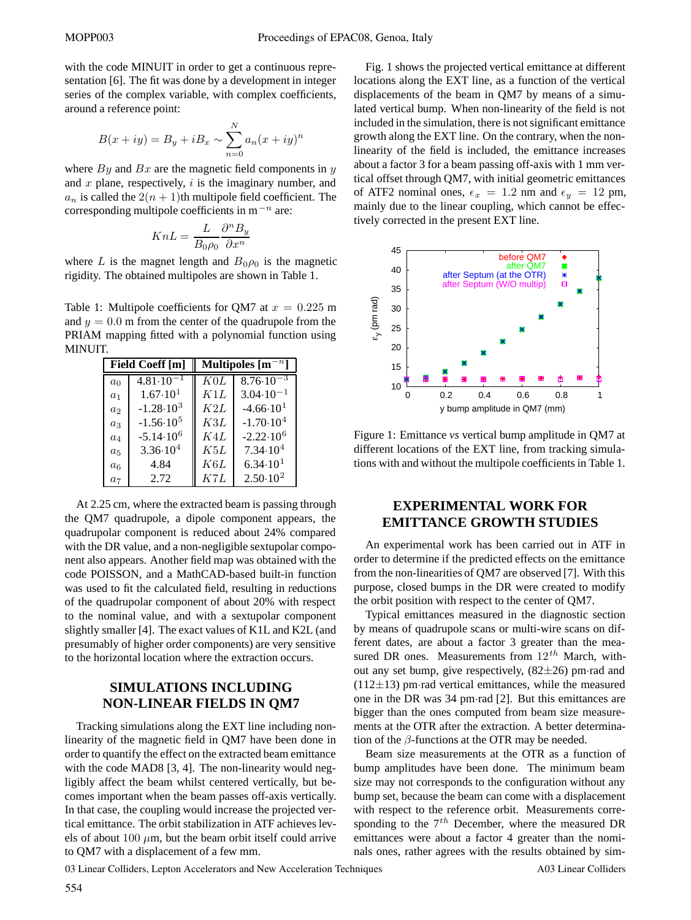with the code MINUIT in order to get a continuous representation [6]. The fit was done by a development in integer series of the complex variable, with complex coefficients, around a reference point:

$$B(x+iy) = B_y + iB_x \sim \sum_{n=0}^{N} a_n (x+iy)^n$$

where $By$ and $Bx$ are the magnetic field components in $y$ and $x$ plane, respectively, $i$ is the imaginary number, and $a_n$ is called the $2(n+1)$th multipole field coefficient. The corresponding multipole coefficients in m$^{-n}$ are:

$$KnL = \frac{L}{B_0\rho_0}\frac{\partial^n B_y}{\partial x^n}$$

where $L$ is the magnet length and $B_0\rho_0$ is the magnetic rigidity. The obtained multipoles are shown in Table 1.

Table 1: Multipole coefficients for QM7 at $x = 0.225$ m and $y = 0.0$ m from the center of the quadrupole from the PRIAM mapping fitted with a polynomial function using MINUIT.

| Field Coeff [m] | | Multipoles [m$^{-n}$] | |
|---|---|---|---|
| $a_0$ | $4.81\cdot10^{-1}$ | $K0L$ | $8.76\cdot10^{-3}$ |
| $a_1$ | $1.67\cdot10^{1}$ | $K1L$ | $3.04\cdot10^{-1}$ |
| $a_2$ | $-1.28\cdot10^{3}$ | $K2L$ | $-4.66\cdot10^{1}$ |
| $a_3$ | $-1.56\cdot10^{5}$ | $K3L$ | $-1.70\cdot10^{4}$ |
| $a_4$ | $-5.14\cdot10^{6}$ | $K4L$ | $-2.22\cdot10^{6}$ |
| $a_5$ | $3.36\cdot10^{4}$ | $K5L$ | $7.34\cdot10^{4}$ |
| $a_6$ | 4.84 | $K6L$ | $6.34\cdot10^{1}$ |
| $a_7$ | 2.72 | $K7L$ | $2.50\cdot10^{2}$ |

At 2.25 cm, where the extracted beam is passing through the QM7 quadrupole, a dipole component appears, the quadrupolar component is reduced about 24% compared with the DR value, and a non-negligible sextupolar component also appears. Another field map was obtained with the code POISSON, and a MathCAD-based built-in function was used to fit the calculated field, resulting in reductions of the quadrupolar component of about 20% with respect to the nominal value, and with a sextupolar component slightly smaller [4]. The exact values of K1L and K2L (and presumably of higher order components) are very sensitive to the horizontal location where the extraction occurs.

## SIMULATIONS INCLUDING NON-LINEAR FIELDS IN QM7

Tracking simulations along the EXT line including non-linearity of the magnetic field in QM7 have been done in order to quantify the effect on the extracted beam emittance with the code MAD8 [3, 4]. The non-linearity would negligibly affect the beam whilst centered vertically, but becomes important when the beam passes off-axis vertically. In that case, the coupling would increase the projected vertical emittance. The orbit stabilization in ATF achieves levels of about 100 $\mu$m, but the beam orbit itself could arrive to QM7 with a displacement of a few mm.

Fig. 1 shows the projected vertical emittance at different locations along the EXT line, as a function of the vertical displacements of the beam in QM7 by means of a simulated vertical bump. When non-linearity of the field is not included in the simulation, there is not significant emittance growth along the EXT line. On the contrary, when the non-linearity of the field is included, the emittance increases about a factor 3 for a beam passing off-axis with 1 mm vertical offset through QM7, with initial geometric emittances of ATF2 nominal ones, $\epsilon_x = 1.2$ nm and $\epsilon_y = 12$ pm, mainly due to the linear coupling, which cannot be effectively corrected in the present EXT line.

before QM7
after QM7
after Septum (at the OTR)
after Septum (W/O multip)
$\epsilon_y$ (pm rad)
y bump amplitude in QM7 (mm)
45 40 35 30 25 20 15 10
0 0.2 0.4 0.6 0.8 1

Figure 1: Emittance *vs* vertical bump amplitude in QM7 at different locations of the EXT line, from tracking simulations with and without the multipole coefficients in Table 1.

## EXPERIMENTAL WORK FOR EMITTANCE GROWTH STUDIES

An experimental work has been carried out in ATF in order to determine if the predicted effects on the emittance from the non-linearities of QM7 are observed [7]. With this purpose, closed bumps in the DR were created to modify the orbit position with respect to the center of QM7.

Typical emittances measured in the diagnostic section by means of quadrupole scans or multi-wire scans on different dates, are about a factor 3 greater than the measured DR ones. Measurements from $12^{th}$ March, without any set bump, give respectively, (82±26) pm·rad and (112±13) pm·rad vertical emittances, while the measured one in the DR was 34 pm·rad [2]. But this emittances are bigger than the ones computed from beam size measurements at the OTR after the extraction. A better determination of the $\beta$-functions at the OTR may be needed.

Beam size measurements at the OTR as a function of bump amplitudes have been done. The minimum beam size may not corresponds to the configuration without any bump set, because the beam can come with a displacement with respect to the reference orbit. Measurements corresponding to the $7^{th}$ December, where the measured DR emittances were about a factor 4 greater than the nominals ones, rather agrees with the results obtained by sim-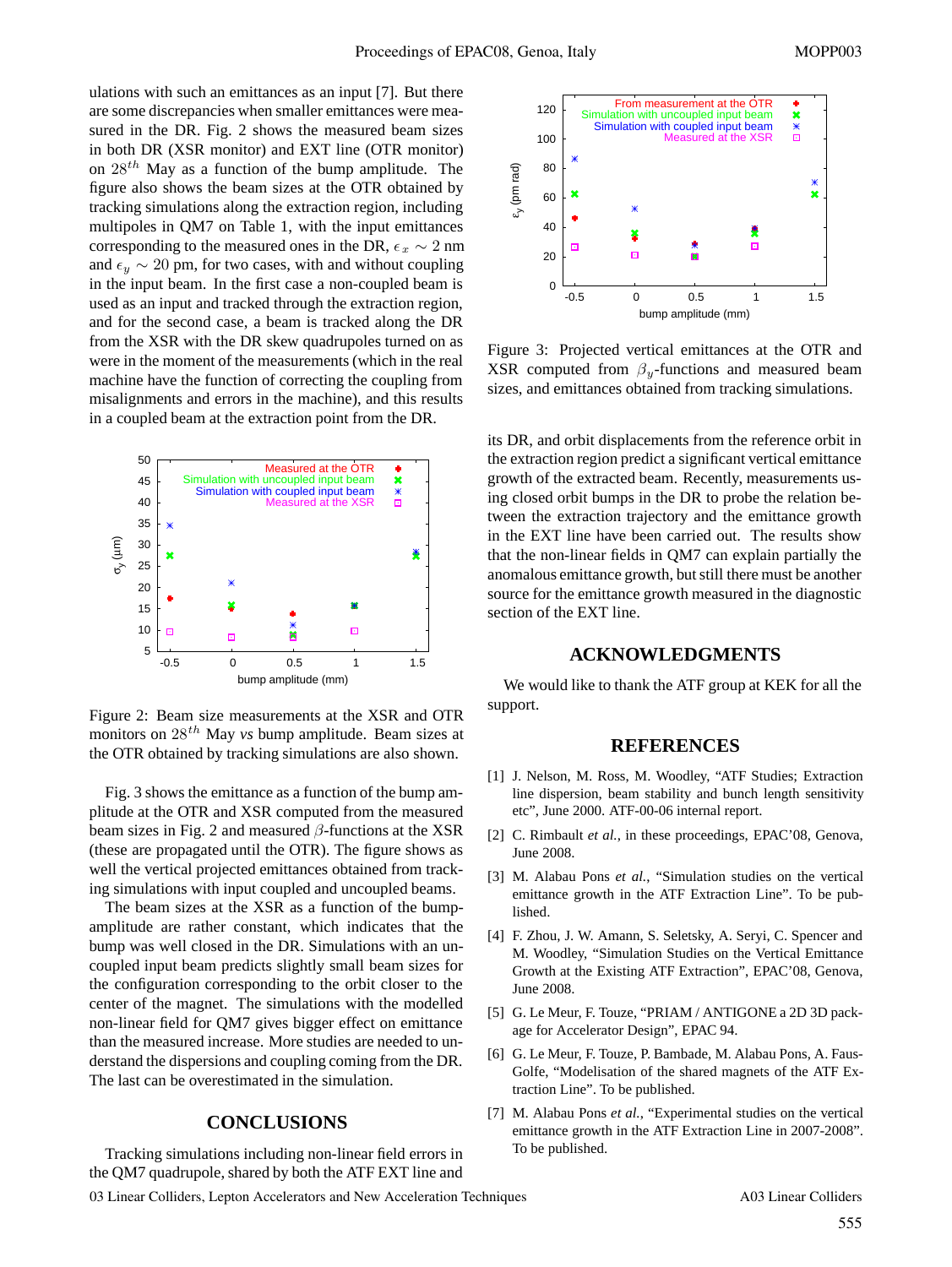ulations with such an emittances as an input [7]. But there are some discrepancies when smaller emittances were measured in the DR. Fig. 2 shows the measured beam sizes in both DR (XSR monitor) and EXT line (OTR monitor) on $28^{th}$ May as a function of the bump amplitude. The figure also shows the beam sizes at the OTR obtained by tracking simulations along the extraction region, including multipoles in QM7 on Table 1, with the input emittances corresponding to the measured ones in the DR, $\epsilon_x \sim 2$ nm and $\epsilon_y \sim 20$ pm, for two cases, with and without coupling in the input beam. In the first case a non-coupled beam is used as an input and tracked through the extraction region, and for the second case, a beam is tracked along the DR from the XSR with the DR skew quadrupoles turned on as were in the moment of the measurements (which in the real machine have the function of correcting the coupling from misalignments and errors in the machine), and this results in a coupled beam at the extraction point from the DR.

Measured at the OTR
Simulation with uncoupled input beam
Simulation with coupled input beam
Measured at the XSR
$\sigma_y$ (μm)
50
45
40
35
30
25
20
15
10
5
-0.5
0
0.5
1
1.5
bump amplitude (mm)

Figure 2: Beam size measurements at the XSR and OTR monitors on $28^{th}$ May *vs* bump amplitude. Beam sizes at the OTR obtained by tracking simulations are also shown.

Fig. 3 shows the emittance as a function of the bump amplitude at the OTR and XSR computed from the measured beam sizes in Fig. 2 and measured $\beta$-functions at the XSR (these are propagated until the OTR). The figure shows as well the vertical projected emittances obtained from tracking simulations with input coupled and uncoupled beams.

The beam sizes at the XSR as a function of the bump-amplitude are rather constant, which indicates that the bump was well closed in the DR. Simulations with an uncoupled input beam predicts slightly small beam sizes for the configuration corresponding to the orbit closer to the center of the magnet. The simulations with the modelled non-linear field for QM7 gives bigger effect on emittance than the measured increase. More studies are needed to understand the dispersions and coupling coming from the DR. The last can be overestimated in the simulation.

## CONCLUSIONS

Tracking simulations including non-linear field errors in the QM7 quadrupole, shared by both the ATF EXT line and its DR, and orbit displacements from the reference orbit in the extraction region predict a significant vertical emittance growth of the extracted beam. Recently, measurements using closed orbit bumps in the DR to probe the relation between the extraction trajectory and the emittance growth in the EXT line have been carried out. The results show that the non-linear fields in QM7 can explain partially the anomalous emittance growth, but still there must be another source for the emittance growth measured in the diagnostic section of the EXT line.

From measurement at the OTR
Simulation with uncoupled input beam
Simulation with coupled input beam
Measured at the XSR
$\epsilon_y$ (pm rad)
120
100
80
60
40
20
0
-0.5
0
0.5
1
1.5
bump amplitude (mm)

Figure 3: Projected vertical emittances at the OTR and XSR computed from $\beta_y$-functions and measured beam sizes, and emittances obtained from tracking simulations.

## ACKNOWLEDGMENTS

We would like to thank the ATF group at KEK for all the support.

## REFERENCES

[1] J. Nelson, M. Ross, M. Woodley, "ATF Studies; Extraction line dispersion, beam stability and bunch length sensitivity etc", June 2000. ATF-00-06 internal report.

[2] C. Rimbault *et al.*, in these proceedings, EPAC'08, Genova, June 2008.

[3] M. Alabau Pons *et al.*, "Simulation studies on the vertical emittance growth in the ATF Extraction Line". To be published.

[4] F. Zhou, J. W. Amann, S. Seletsky, A. Seryi, C. Spencer and M. Woodley, "Simulation Studies on the Vertical Emittance Growth at the Existing ATF Extraction", EPAC'08, Genova, June 2008.

[5] G. Le Meur, F. Touze, "PRIAM / ANTIGONE a 2D 3D package for Accelerator Design", EPAC 94.

[6] G. Le Meur, F. Touze, P. Bambade, M. Alabau Pons, A. Faus-Golfe, "Modelisation of the shared magnets of the ATF Extraction Line". To be published.

[7] M. Alabau Pons *et al.*, "Experimental studies on the vertical emittance growth in the ATF Extraction Line in 2007-2008". To be published.